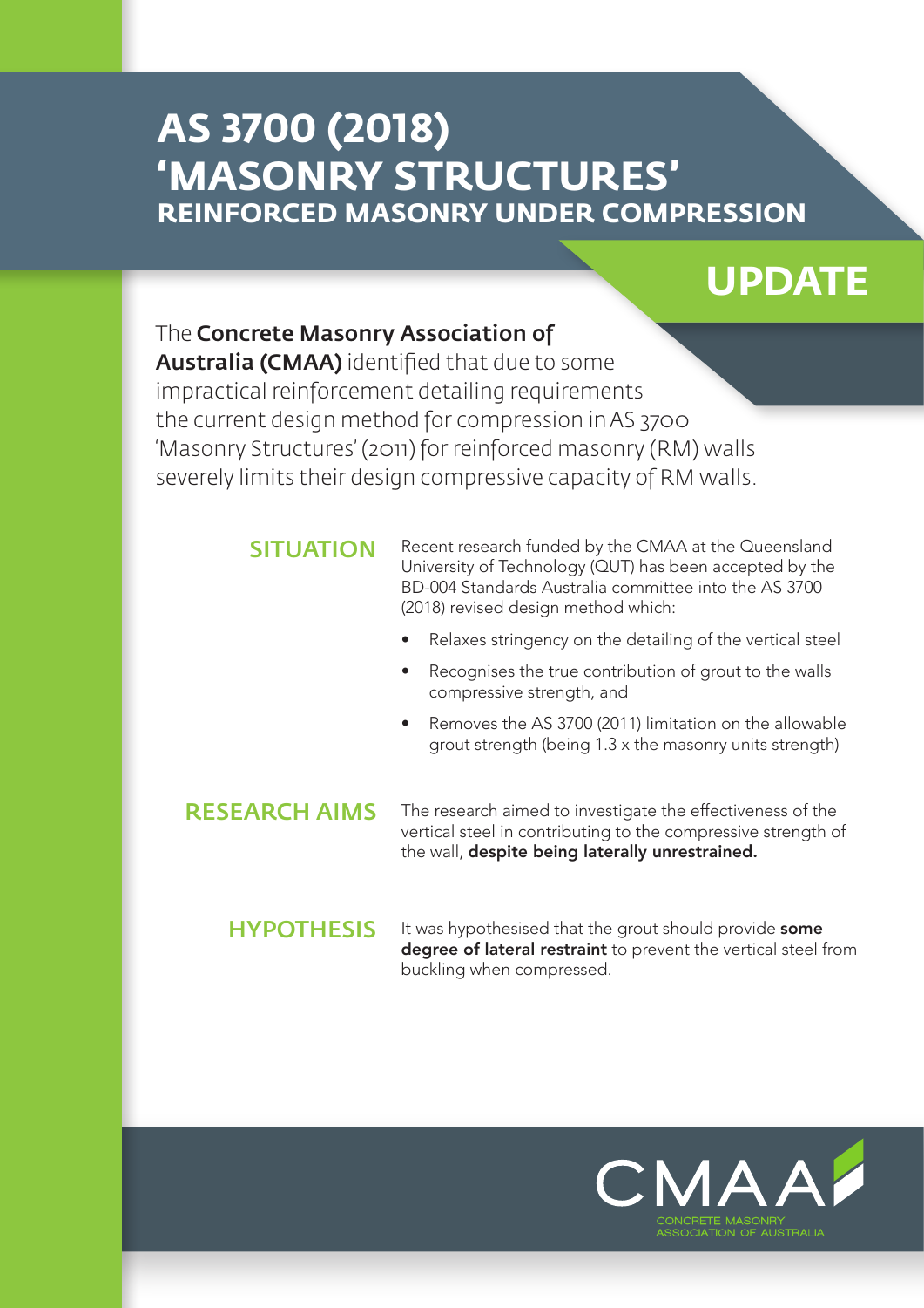# AS 3700 (2018) 'MASONRY STRUCTURES'

## REINFORCED MASONRY UNDER COMPRESSION

## UPDATE

The **Concrete Masonry Association of Australia (CMAA)** identified that due to some impractical reinforcement detailing requirements the current design method for compression in AS 3700 'Masonry Structures' (2011) for reinforced masonry (RM) walls severely limits their design compressive capacity of RM walls.

### SITUATION

Recent research funded by the CMAA at the Queensland University of Technology (QUT) has been accepted by the BD-004 Standards Australia committee into the AS 3700 (2018) revised design method which:

- Relaxes stringency on the detailing of the vertical steel
- Recognises the true contribution of grout to the walls compressive strength, and
- Removes the AS 3700 (2011) limitation on the allowable grout strength (being 1.3 x the masonry units strength)

### RESEARCH AIMS

The research aimed to investigate the effectiveness of the vertical steel in contributing to the compressive strength of the wall, **despite being laterally unrestrained.**

### HYPOTHESIS

It was hypothesised that the grout should provide **some degree of lateral restraint** to prevent the vertical steel from buckling when compressed.

CMAA

CONCRETE MASONRY ASSOCIATION OF AUSTRALIA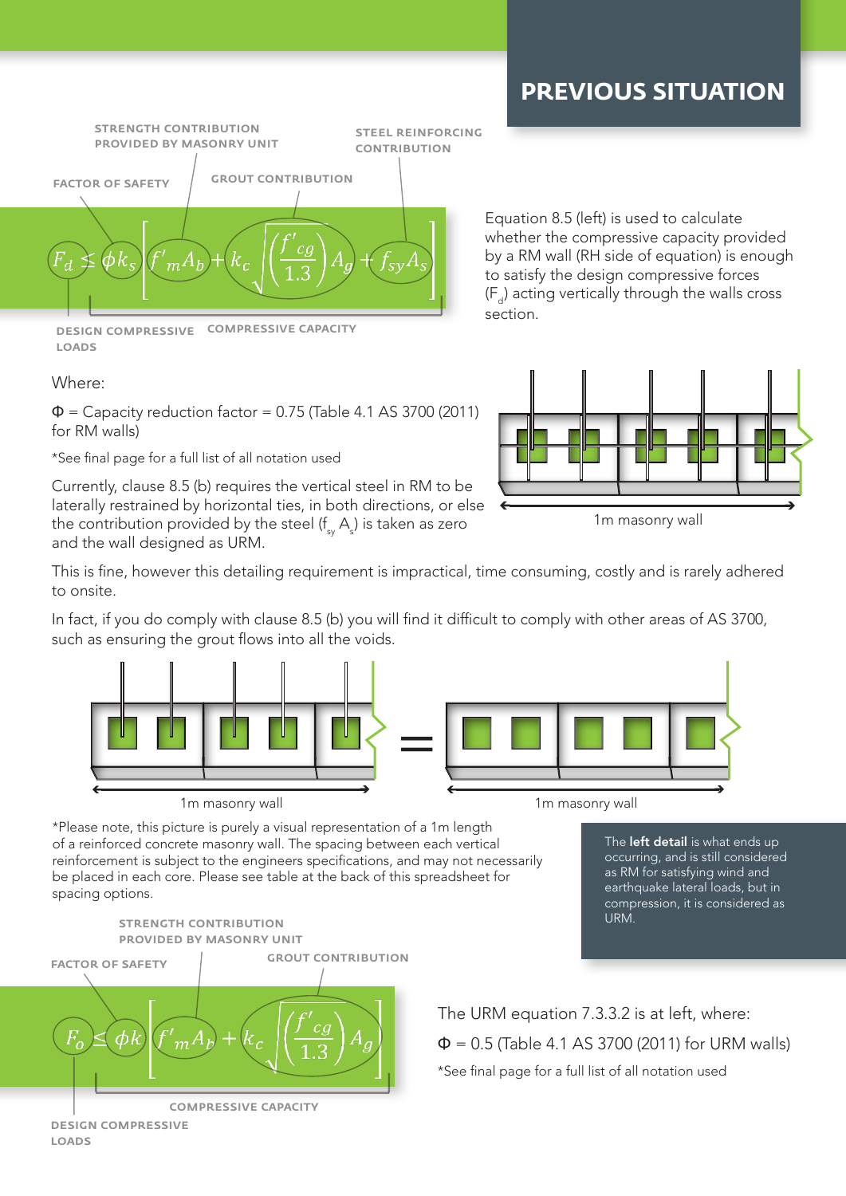# PREVIOUS SITUATION

$$F_d \leq \phi k_s \left[ f'_m A_b + k_c \sqrt{\left(\frac{f'_{cg}}{1.3}\right)} A_g + f_{sy} A_s \right]$$

FACTOR OF SAFETY — STRENGTH CONTRIBUTION PROVIDED BY MASONRY UNIT — GROUT CONTRIBUTION — STEEL REINFORCING CONTRIBUTION — DESIGN COMPRESSIVE LOADS — COMPRESSIVE CAPACITY

Equation 8.5 (left) is used to calculate whether the compressive capacity provided by a RM wall (RH side of equation) is enough to satisfy the design compressive forces ($F_d$) acting vertically through the walls cross section.

Where:

Φ = Capacity reduction factor = 0.75 (Table 4.1 AS 3700 (2011) for RM walls)

*See final page for a full list of all notation used

Currently, clause 8.5 (b) requires the vertical steel in RM to be laterally restrained by horizontal ties, in both directions, or else the contribution provided by the steel ($f_{sy}$ $A_s$) is taken as zero and the wall designed as URM.

1m masonry wall

This is fine, however this detailing requirement is impractical, time consuming, costly and is rarely adhered to onsite.

In fact, if you do comply with clause 8.5 (b) you will find it difficult to comply with other areas of AS 3700, such as ensuring the grout flows into all the voids.

1m masonry wall = 1m masonry wall

*Please note, this picture is purely a visual representation of a 1m length of a reinforced concrete masonry wall. The spacing between each vertical reinforcement is subject to the engineers specifications, and may not necessarily be placed in each core. Please see table at the back of this spreadsheet for spacing options.

The **left detail** is what ends up occurring, and is still considered as RM for satisfying wind and earthquake lateral loads, but in compression, it is considered as URM.

$$F_o \leq \phi k \left[ f'_m A_b + k_c \sqrt{\left(\frac{f'_{cg}}{1.3}\right)} A_g \right]$$

FACTOR OF SAFETY — STRENGTH CONTRIBUTION PROVIDED BY MASONRY UNIT — GROUT CONTRIBUTION — DESIGN COMPRESSIVE LOADS — COMPRESSIVE CAPACITY

The URM equation 7.3.3.2 is at left, where:

Φ = 0.5 (Table 4.1 AS 3700 (2011) for URM walls)

*See final page for a full list of all notation used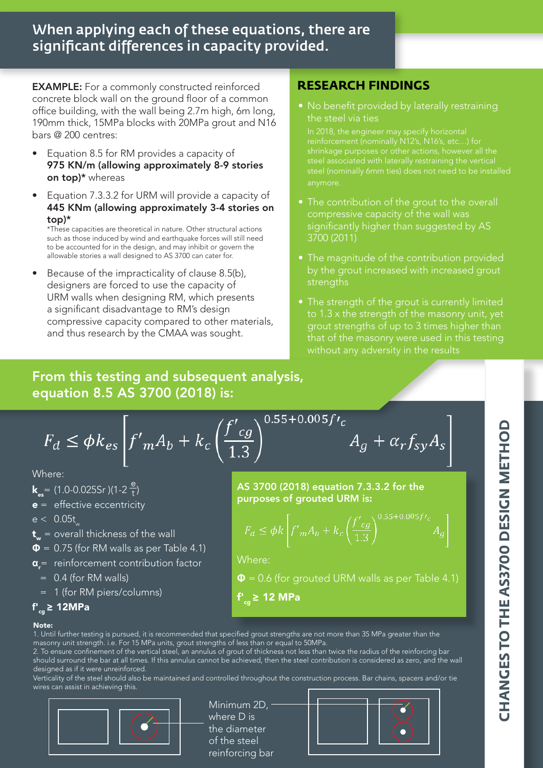## When applying each of these equations, there are significant differences in capacity provided.

**EXAMPLE:** For a commonly constructed reinforced concrete block wall on the ground floor of a common office building, with the wall being 2.7m high, 6m long, 190mm thick, 15MPa blocks with 20MPa grout and N16 bars @ 200 centres:

- Equation 8.5 for RM provides a capacity of **975 KN/m (allowing approximately 8-9 stories on top)*** whereas
- Equation 7.3.3.2 for URM will provide a capacity of **445 KNm (allowing approximately 3-4 stories on top)***

  *These capacities are theoretical in nature. Other structural actions such as those induced by wind and earthquake forces will still need to be accounted for in the design, and may inhibit or govern the allowable stories a wall designed to AS 3700 can cater for.
- Because of the impracticality of clause 8.5(b), designers are forced to use the capacity of URM walls when designing RM, which presents a significant disadvantage to RM's design compressive capacity compared to other materials, and thus research by the CMAA was sought.

### RESEARCH FINDINGS

- No benefit provided by laterally restraining the steel via ties

  In 2018, the engineer may specify horizontal reinforcement (nominally N12's, N16's, etc...) for shrinkage purposes or other actions, however all the steel associated with laterally restraining the vertical steel (nominally 6mm ties) does not need to be installed anymore.
- The contribution of the grout to the overall compressive capacity of the wall was significantly higher than suggested by AS 3700 (2011)
- The magnitude of the contribution provided by the grout increased with increased grout strengths
- The strength of the grout is currently limited to 1.3 x the strength of the masonry unit, yet grout strengths of up to 3 times higher than that of the masonry were used in this testing without any adversity in the results

## From this testing and subsequent analysis, equation 8.5 AS 3700 (2018) is:

$$F_d \leq \phi k_{es} \left[ f'_m A_b + k_c \left( \frac{f'_{cg}}{1.3} \right)^{0.55+0.005f'_c} A_g + \alpha_r f_{sy} A_s \right]$$

Where:

$k_{es} = (1.0 - 0.025 S_r)(1 - 2\frac{e}{t})$

$e$ = effective eccentricity

$e < 0.05t_w$

$t_w$ = overall thickness of the wall

$\Phi$ = 0.75 (for RM walls as per Table 4.1)

$\alpha_r$ = reinforcement contribution factor

= 0.4 (for RM walls)

= 1 (for RM piers/columns)

$f'_{cg}$ **≥ 12MPa**

### AS 3700 (2018) equation 7.3.3.2 for the purposes of grouted URM is:

$$F_d \leq \phi k \left[ f'_m A_b + k_c \left( \frac{f'_{cg}}{1.3} \right)^{0.55+0.005f'_c} A_g \right]$$

Where:

$\Phi$ = 0.6 (for grouted URM walls as per Table 4.1)

$f'_{cg}$ **≥ 12 MPa**

**Note:**

1. Until further testing is pursued, it is recommended that specified grout strengths are not more than 35 MPa greater than the masonry unit strength. i.e. For 15 MPa units, grout strengths of less than or equal to 50MPa.
2. To ensure confinement of the vertical steel, an annulus of grout of thickness not less than twice the radius of the reinforcing bar should surround the bar at all times. If this annulus cannot be achieved, then the steel contribution is considered as zero, and the wall designed as if it were unreinforced.

Verticality of the steel should also be maintained and controlled throughout the construction process. Bar chains, spacers and/or tie wires can assist in achieving this.

Minimum 2D, where D is the diameter of the steel reinforcing bar

# CHANGES TO THE AS3700 DESIGN METHOD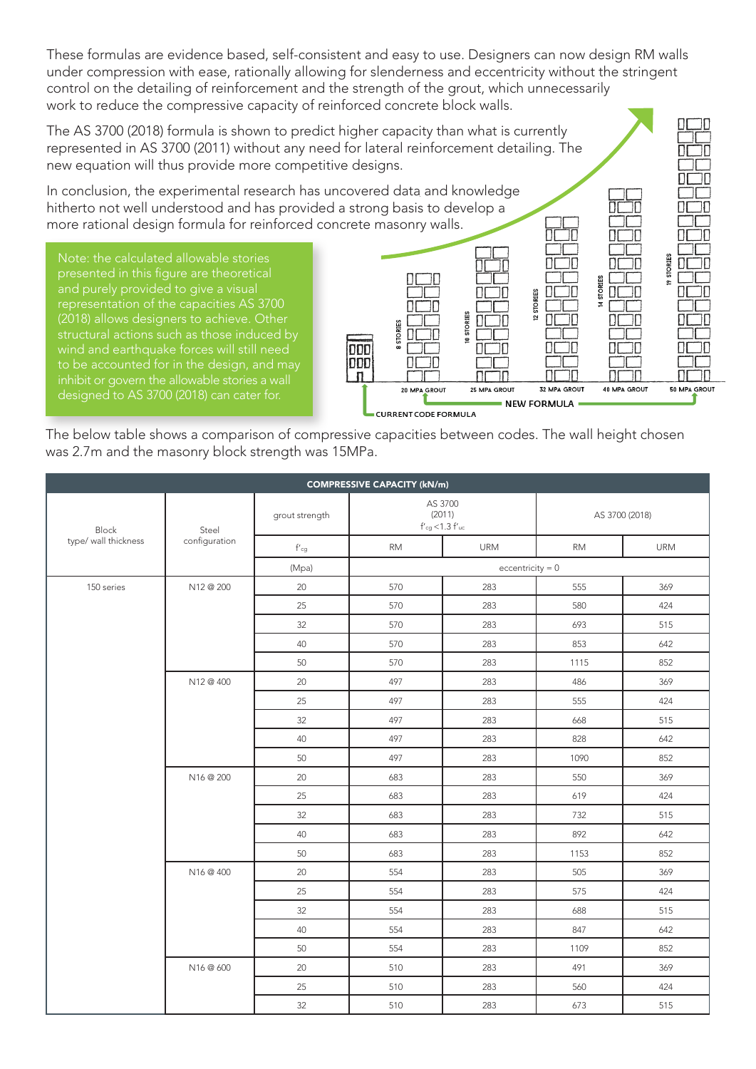These formulas are evidence based, self-consistent and easy to use. Designers can now design RM walls under compression with ease, rationally allowing for slenderness and eccentricity without the stringent control on the detailing of reinforcement and the strength of the grout, which unnecessarily work to reduce the compressive capacity of reinforced concrete block walls.

The AS 3700 (2018) formula is shown to predict higher capacity than what is currently represented in AS 3700 (2011) without any need for lateral reinforcement detailing. The new equation will thus provide more competitive designs.

In conclusion, the experimental research has uncovered data and knowledge hitherto not well understood and has provided a strong basis to develop a more rational design formula for reinforced concrete masonry walls.

Note: the calculated allowable stories presented in this figure are theoretical and purely provided to give a visual representation of the capacities AS 3700 (2018) allows designers to achieve. Other structural actions such as those induced by wind and earthquake forces will still need to be accounted for in the design, and may inhibit or govern the allowable stories a wall designed to AS 3700 (2018) can cater for.

CURRENT CODE FORMULA — NEW FORMULA: 20 MPA GROUT – 8 STORIES; 25 MPA GROUT – 10 STORIES; 32 MPA GROUT – 12 STORIES; 40 MPA GROUT – 14 STORIES; 50 MPA GROUT – 19 STORIES

The below table shows a comparison of compressive capacities between codes. The wall height chosen was 2.7m and the masonry block strength was 15MPa.

| COMPRESSIVE CAPACITY (kN/m) | | | | | | |
|---|---|---|---|---|---|---|
| Block type/ wall thickness | Steel configuration | grout strength | AS 3700 (2011) $f'_{cg} < 1.3 f'_{uc}$ | | AS 3700 (2018) | |
| | | $f'_{cg}$ | RM | URM | RM | URM |
| | | (Mpa) | eccentricity = 0 | | | |
| 150 series | N12 @ 200 | 20 | 570 | 283 | 555 | 369 |
| | | 25 | 570 | 283 | 580 | 424 |
| | | 32 | 570 | 283 | 693 | 515 |
| | | 40 | 570 | 283 | 853 | 642 |
| | | 50 | 570 | 283 | 1115 | 852 |
| | N12 @ 400 | 20 | 497 | 283 | 486 | 369 |
| | | 25 | 497 | 283 | 555 | 424 |
| | | 32 | 497 | 283 | 668 | 515 |
| | | 40 | 497 | 283 | 828 | 642 |
| | | 50 | 497 | 283 | 1090 | 852 |
| | N16 @ 200 | 20 | 683 | 283 | 550 | 369 |
| | | 25 | 683 | 283 | 619 | 424 |
| | | 32 | 683 | 283 | 732 | 515 |
| | | 40 | 683 | 283 | 892 | 642 |
| | | 50 | 683 | 283 | 1153 | 852 |
| | N16 @ 400 | 20 | 554 | 283 | 505 | 369 |
| | | 25 | 554 | 283 | 575 | 424 |
| | | 32 | 554 | 283 | 688 | 515 |
| | | 40 | 554 | 283 | 847 | 642 |
| | | 50 | 554 | 283 | 1109 | 852 |
| | N16 @ 600 | 20 | 510 | 283 | 491 | 369 |
| | | 25 | 510 | 283 | 560 | 424 |
| | | 32 | 510 | 283 | 673 | 515 |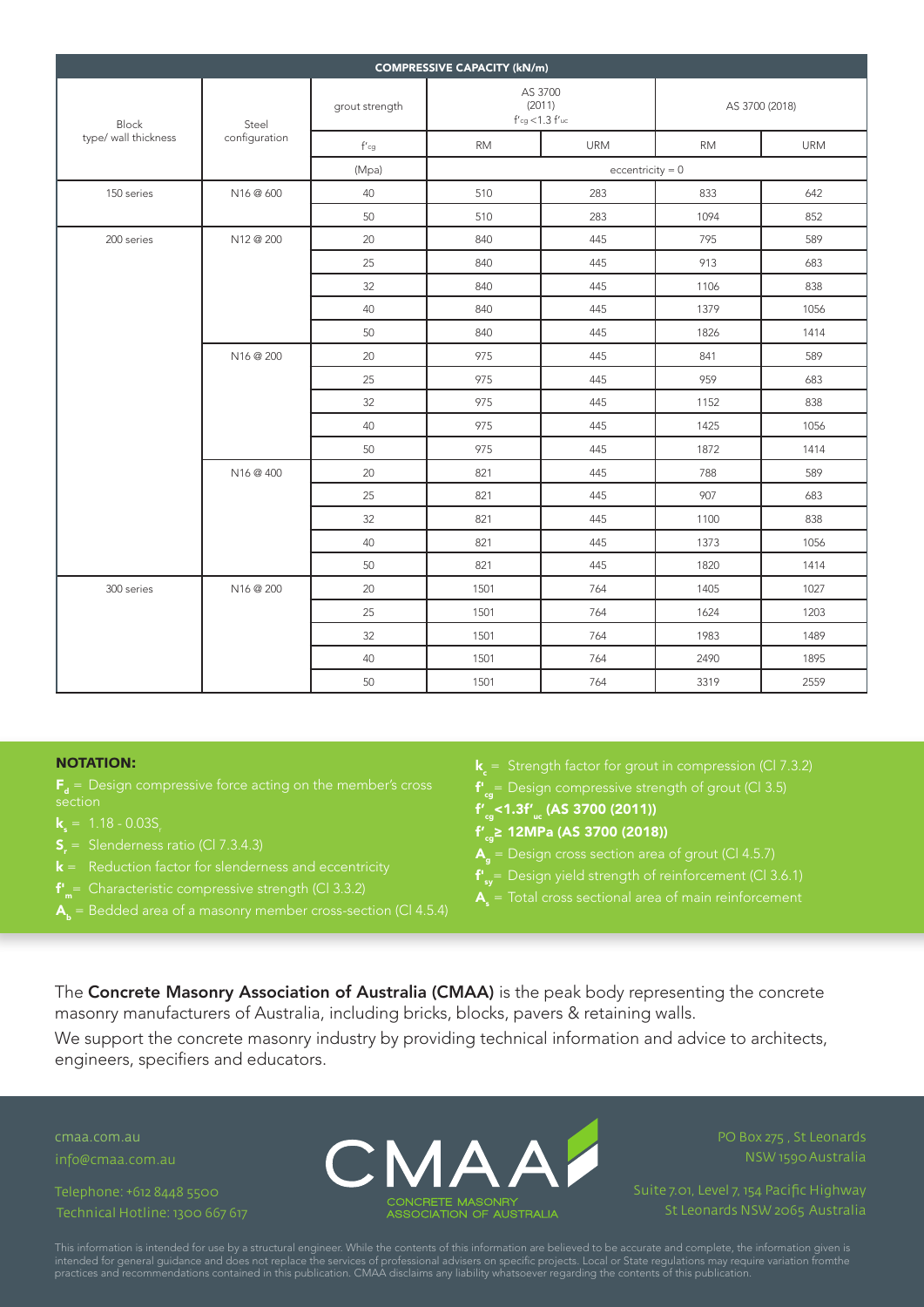| COMPRESSIVE CAPACITY (kN/m) | | | | | | |
|---|---|---|---|---|---|---|
| Block type/ wall thickness | Steel configuration | grout strength | AS 3700 (2011) $f'_{cg} < 1.3 f'_{uc}$ | | AS 3700 (2018) | |
| | | $f'_{cg}$ | RM | URM | RM | URM |
| | | (Mpa) | eccentricity = 0 | | | |
| 150 series | N16 @ 600 | 40 | 510 | 283 | 833 | 642 |
| | | 50 | 510 | 283 | 1094 | 852 |
| 200 series | N12 @ 200 | 20 | 840 | 445 | 795 | 589 |
| | | 25 | 840 | 445 | 913 | 683 |
| | | 32 | 840 | 445 | 1106 | 838 |
| | | 40 | 840 | 445 | 1379 | 1056 |
| | | 50 | 840 | 445 | 1826 | 1414 |
| | N16 @ 200 | 20 | 975 | 445 | 841 | 589 |
| | | 25 | 975 | 445 | 959 | 683 |
| | | 32 | 975 | 445 | 1152 | 838 |
| | | 40 | 975 | 445 | 1425 | 1056 |
| | | 50 | 975 | 445 | 1872 | 1414 |
| | N16 @ 400 | 20 | 821 | 445 | 788 | 589 |
| | | 25 | 821 | 445 | 907 | 683 |
| | | 32 | 821 | 445 | 1100 | 838 |
| | | 40 | 821 | 445 | 1373 | 1056 |
| | | 50 | 821 | 445 | 1820 | 1414 |
| 300 series | N16 @ 200 | 20 | 1501 | 764 | 1405 | 1027 |
| | | 25 | 1501 | 764 | 1624 | 1203 |
| | | 32 | 1501 | 764 | 1983 | 1489 |
| | | 40 | 1501 | 764 | 2490 | 1895 |
| | | 50 | 1501 | 764 | 3319 | 2559 |

**NOTATION:**

$F_d$ = Design compressive force acting on the member's cross section

$k_s$ = 1.18 - 0.03$S_r$

$S_r$ = Slenderness ratio (Cl 7.3.4.3)

$k$ = Reduction factor for slenderness and eccentricity

$f'_m$ = Characteristic compressive strength (Cl 3.3.2)

$A_b$ = Bedded area of a masonry member cross-section (Cl 4.5.4)

$k_c$ = Strength factor for grout in compression (Cl 7.3.2)

$f'_{cg}$ = Design compressive strength of grout (Cl 3.5)

**$f'_{cg} < 1.3 f'_{uc}$ (AS 3700 (2011))**

**$f'_{cg} \geq$ 12MPa (AS 3700 (2018))**

$A_g$ = Design cross section area of grout (Cl 4.5.7)

$f'_{sy}$ = Design yield strength of reinforcement (Cl 3.6.1)

$A_s$ = Total cross sectional area of main reinforcement

The **Concrete Masonry Association of Australia (CMAA)** is the peak body representing the concrete masonry manufacturers of Australia, including bricks, blocks, pavers & retaining walls.

We support the concrete masonry industry by providing technical information and advice to architects, engineers, specifiers and educators.

cmaa.com.au
info@cmaa.com.au

Telephone: +612 8448 5500
Technical Hotline: 1300 667 617

CMAA
CONCRETE MASONRY ASSOCIATION OF AUSTRALIA

PO Box 275 , St Leonards
NSW 1590 Australia

Suite 7.01, Level 7, 154 Pacific Highway
St Leonards NSW 2065 Australia

This information is intended for use by a structural engineer. While the contents of this information are believed to be accurate and complete, the information given is intended for general guidance and does not replace the services of professional advisers on specific projects. Local or State regulations may require variation fromthe practices and recommendations contained in this publication. CMAA disclaims any liability whatsoever regarding the contents of this publication.